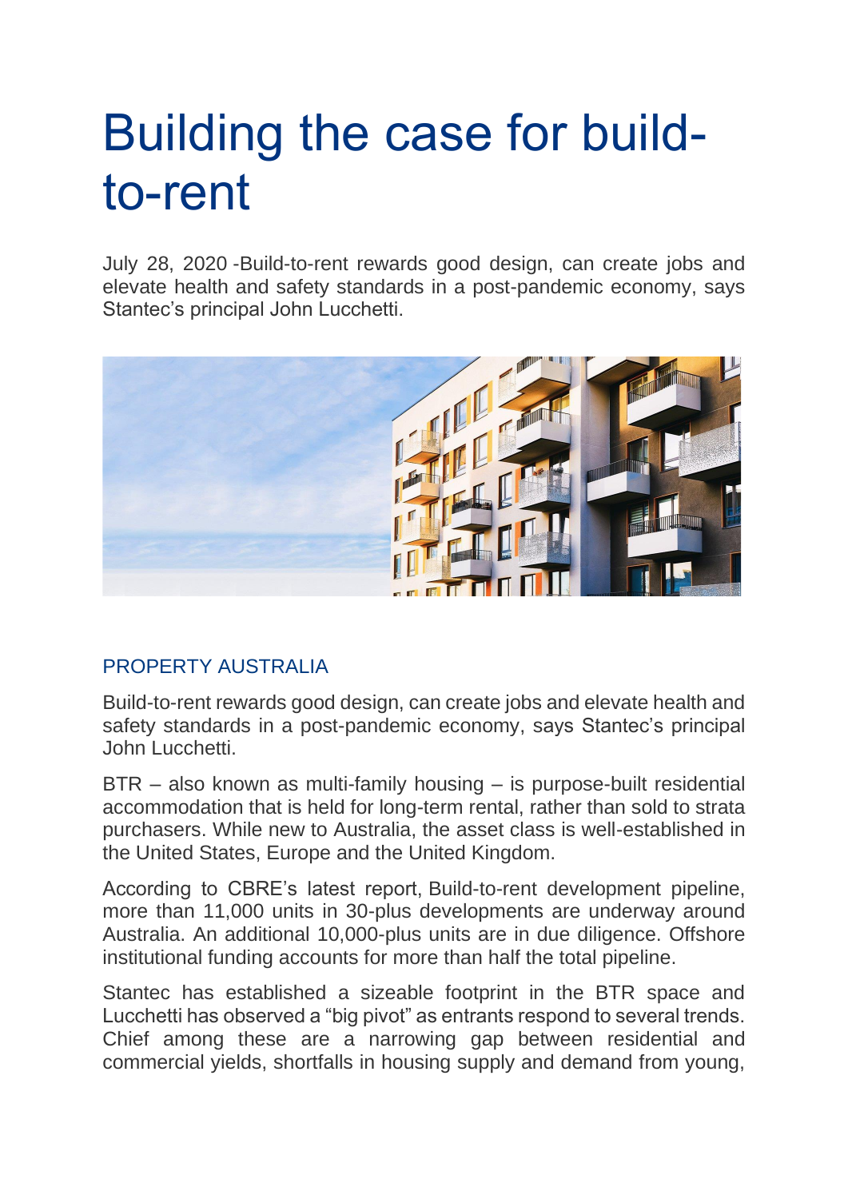# Building the case for build-to-rent

July 28, 2020 -Build-to-rent rewards good design, can create jobs and elevate health and safety standards in a post-pandemic economy, says Stantec's principal John Lucchetti.

PROPERTY AUSTRALIA

Build-to-rent rewards good design, can create jobs and elevate health and safety standards in a post-pandemic economy, says Stantec's principal John Lucchetti.

BTR – also known as multi-family housing – is purpose-built residential accommodation that is held for long-term rental, rather than sold to strata purchasers. While new to Australia, the asset class is well-established in the United States, Europe and the United Kingdom.

According to CBRE's latest report, Build-to-rent development pipeline, more than 11,000 units in 30-plus developments are underway around Australia. An additional 10,000-plus units are in due diligence. Offshore institutional funding accounts for more than half the total pipeline.

Stantec has established a sizeable footprint in the BTR space and Lucchetti has observed a "big pivot" as entrants respond to several trends. Chief among these are a narrowing gap between residential and commercial yields, shortfalls in housing supply and demand from young,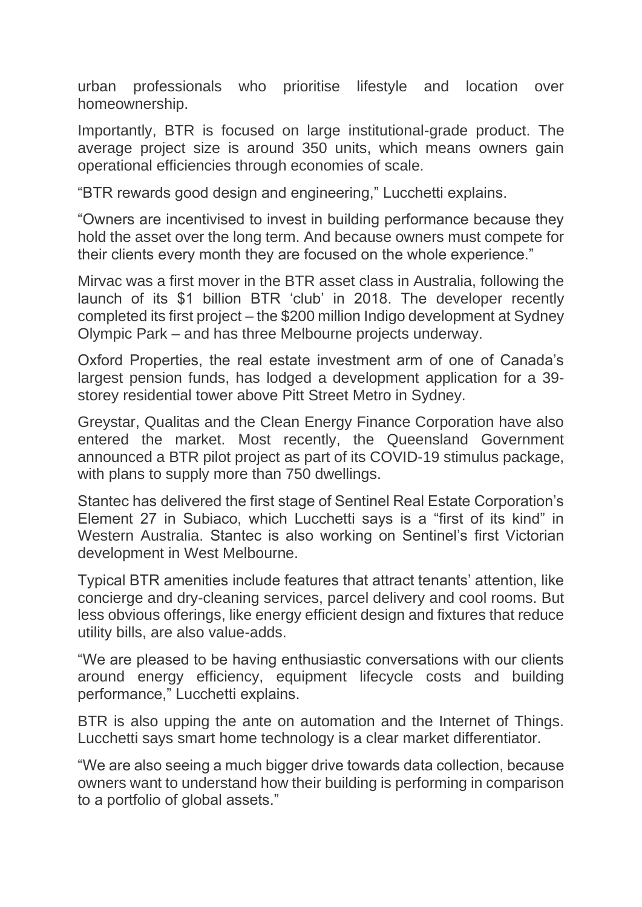urban professionals who prioritise lifestyle and location over homeownership.

Importantly, BTR is focused on large institutional-grade product. The average project size is around 350 units, which means owners gain operational efficiencies through economies of scale.

"BTR rewards good design and engineering," Lucchetti explains.

"Owners are incentivised to invest in building performance because they hold the asset over the long term. And because owners must compete for their clients every month they are focused on the whole experience."

Mirvac was a first mover in the BTR asset class in Australia, following the launch of its $1 billion BTR 'club' in 2018. The developer recently completed its first project – the $200 million Indigo development at Sydney Olympic Park – and has three Melbourne projects underway.

Oxford Properties, the real estate investment arm of one of Canada's largest pension funds, has lodged a development application for a 39-storey residential tower above Pitt Street Metro in Sydney.

Greystar, Qualitas and the Clean Energy Finance Corporation have also entered the market. Most recently, the Queensland Government announced a BTR pilot project as part of its COVID-19 stimulus package, with plans to supply more than 750 dwellings.

Stantec has delivered the first stage of Sentinel Real Estate Corporation's Element 27 in Subiaco, which Lucchetti says is a "first of its kind" in Western Australia. Stantec is also working on Sentinel's first Victorian development in West Melbourne.

Typical BTR amenities include features that attract tenants' attention, like concierge and dry-cleaning services, parcel delivery and cool rooms. But less obvious offerings, like energy efficient design and fixtures that reduce utility bills, are also value-adds.

"We are pleased to be having enthusiastic conversations with our clients around energy efficiency, equipment lifecycle costs and building performance," Lucchetti explains.

BTR is also upping the ante on automation and the Internet of Things. Lucchetti says smart home technology is a clear market differentiator.

"We are also seeing a much bigger drive towards data collection, because owners want to understand how their building is performing in comparison to a portfolio of global assets."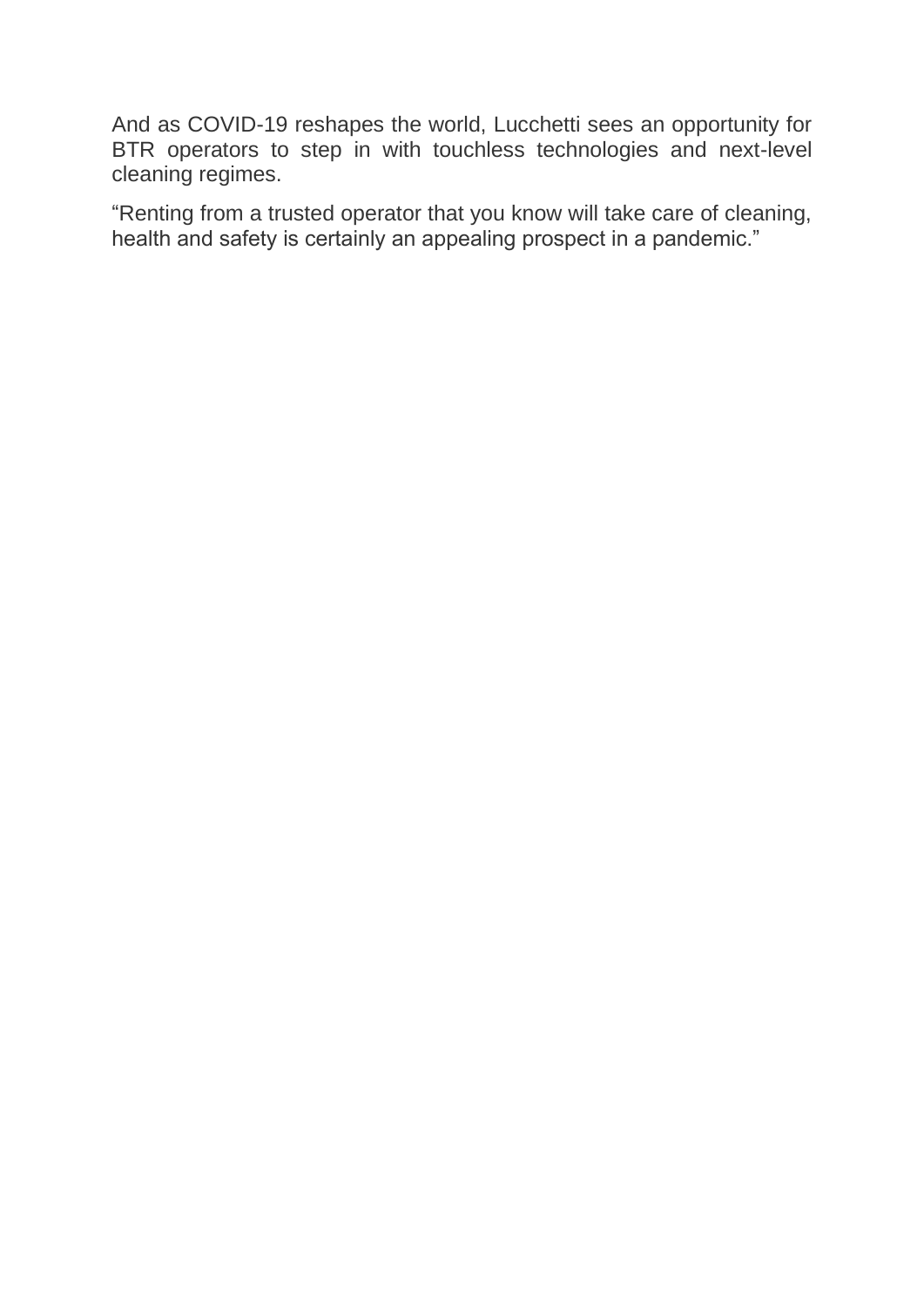And as COVID-19 reshapes the world, Lucchetti sees an opportunity for BTR operators to step in with touchless technologies and next-level cleaning regimes.

“Renting from a trusted operator that you know will take care of cleaning, health and safety is certainly an appealing prospect in a pandemic.”